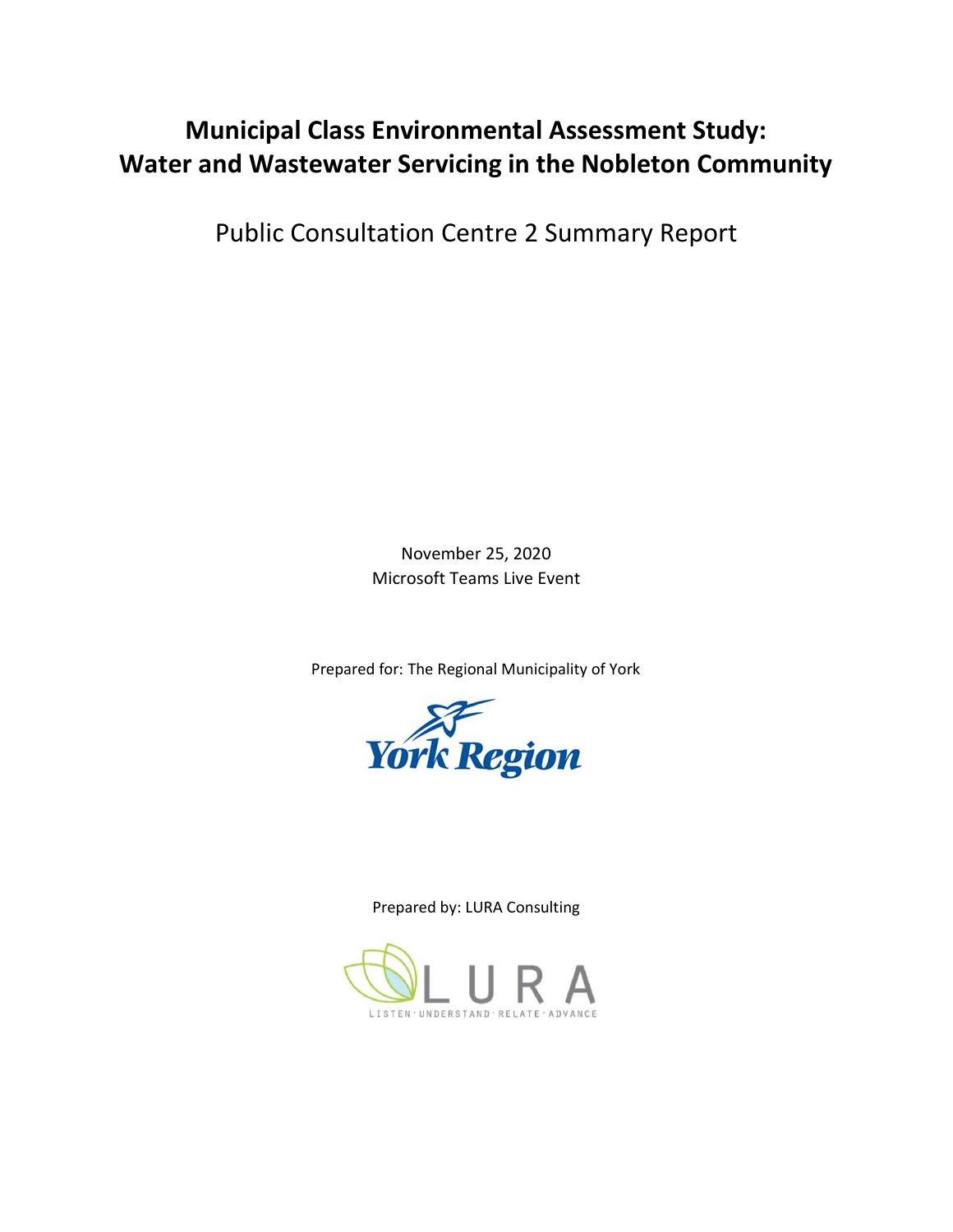# Municipal Class Environmental Assessment Study: Water and Wastewater Servicing in the Nobleton Community

Public Consultation Centre 2 Summary Report

November 25, 2020
Microsoft Teams Live Event

Prepared for: The Regional Municipality of York

York Region

Prepared by: LURA Consulting

LURA
LISTEN · UNDERSTAND · RELATE · ADVANCE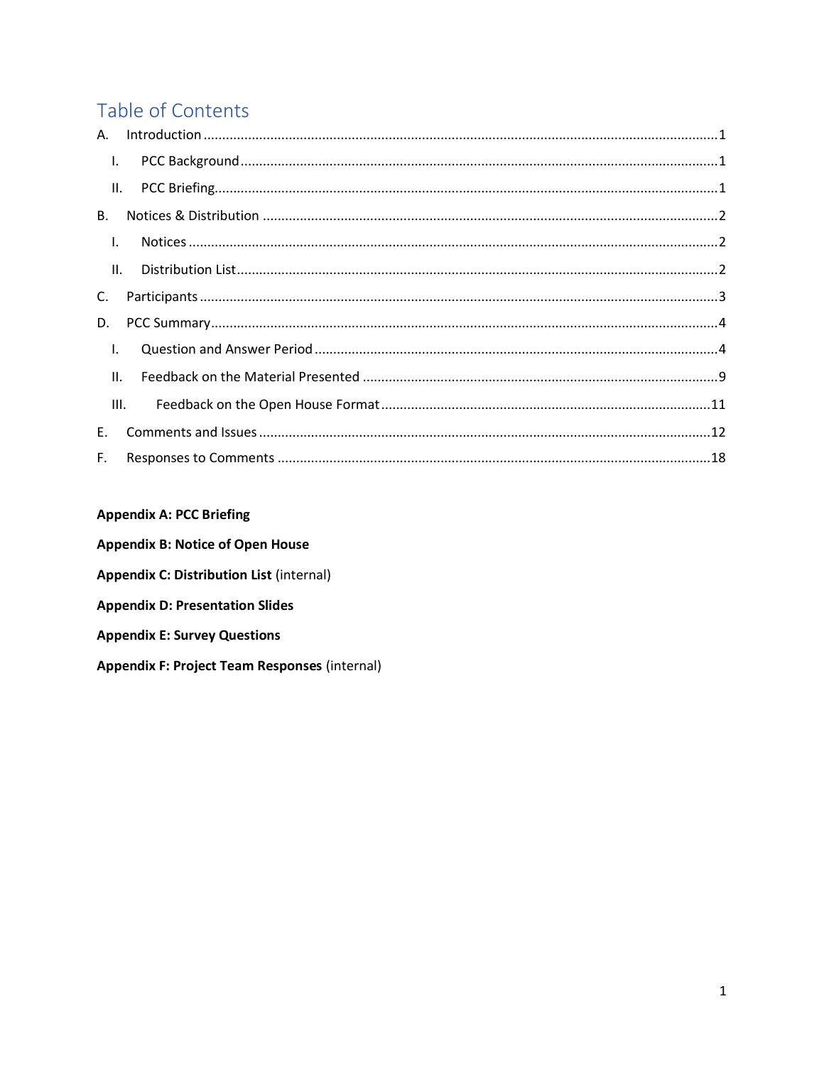# Table of Contents

A. Introduction ....................................................................................................................................1

I. PCC Background ...........................................................................................................................1

II. PCC Briefing .................................................................................................................................1

B. Notices & Distribution ....................................................................................................................2

I. Notices ..........................................................................................................................................2

II. Distribution List .............................................................................................................................2

C. Participants .....................................................................................................................................3

D. PCC Summary ..................................................................................................................................4

I. Question and Answer Period ..........................................................................................................4

II. Feedback on the Material Presented .............................................................................................9

III. Feedback on the Open House Format .........................................................................................11

E. Comments and Issues ....................................................................................................................12

F. Responses to Comments ...............................................................................................................18

**Appendix A: PCC Briefing**

**Appendix B: Notice of Open House**

**Appendix C: Distribution List** (internal)

**Appendix D: Presentation Slides**

**Appendix E: Survey Questions**

**Appendix F: Project Team Responses** (internal)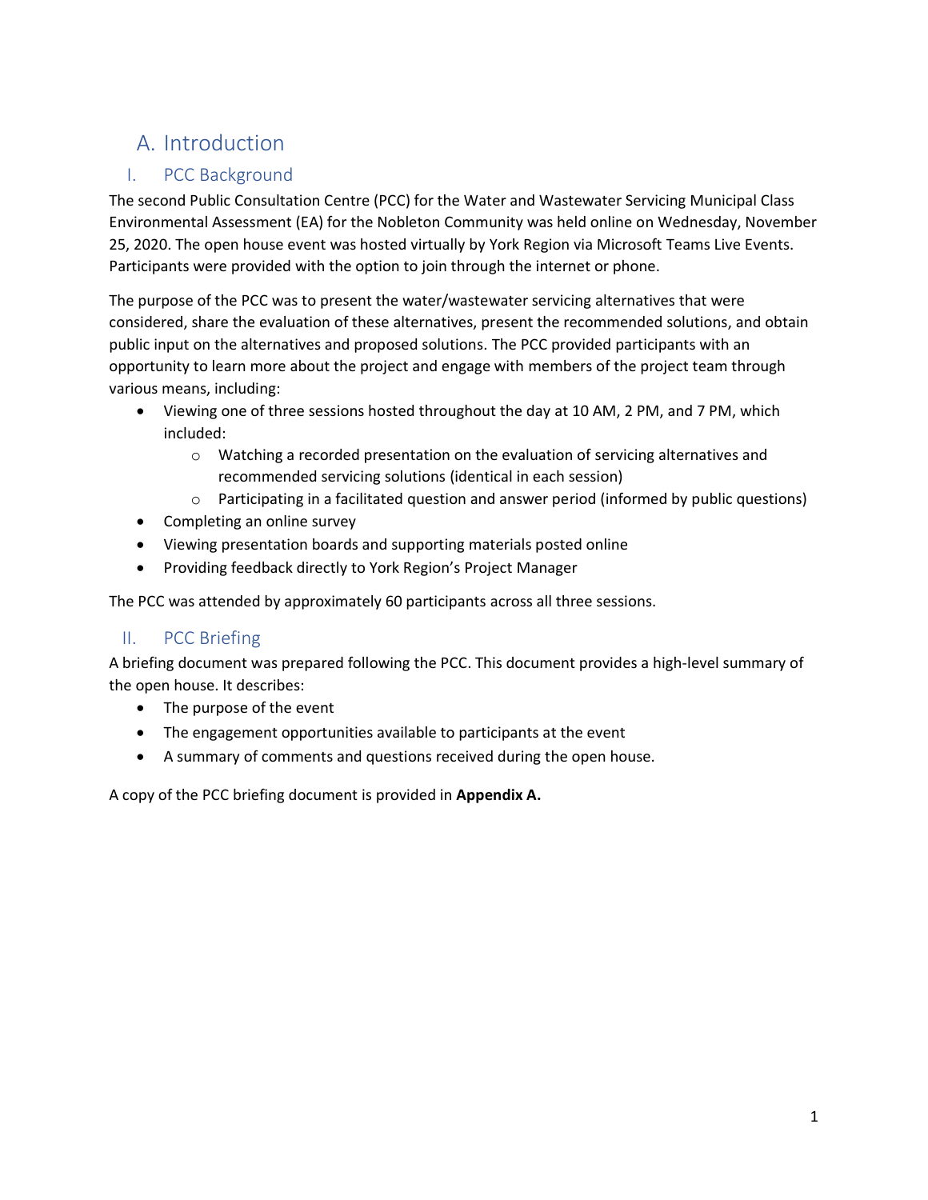# A. Introduction

## I. PCC Background

The second Public Consultation Centre (PCC) for the Water and Wastewater Servicing Municipal Class Environmental Assessment (EA) for the Nobleton Community was held online on Wednesday, November 25, 2020. The open house event was hosted virtually by York Region via Microsoft Teams Live Events. Participants were provided with the option to join through the internet or phone.

The purpose of the PCC was to present the water/wastewater servicing alternatives that were considered, share the evaluation of these alternatives, present the recommended solutions, and obtain public input on the alternatives and proposed solutions. The PCC provided participants with an opportunity to learn more about the project and engage with members of the project team through various means, including:

- Viewing one of three sessions hosted throughout the day at 10 AM, 2 PM, and 7 PM, which included:
  - Watching a recorded presentation on the evaluation of servicing alternatives and recommended servicing solutions (identical in each session)
  - Participating in a facilitated question and answer period (informed by public questions)
- Completing an online survey
- Viewing presentation boards and supporting materials posted online
- Providing feedback directly to York Region's Project Manager

The PCC was attended by approximately 60 participants across all three sessions.

## II. PCC Briefing

A briefing document was prepared following the PCC. This document provides a high-level summary of the open house. It describes:

- The purpose of the event
- The engagement opportunities available to participants at the event
- A summary of comments and questions received during the open house.

A copy of the PCC briefing document is provided in **Appendix A.**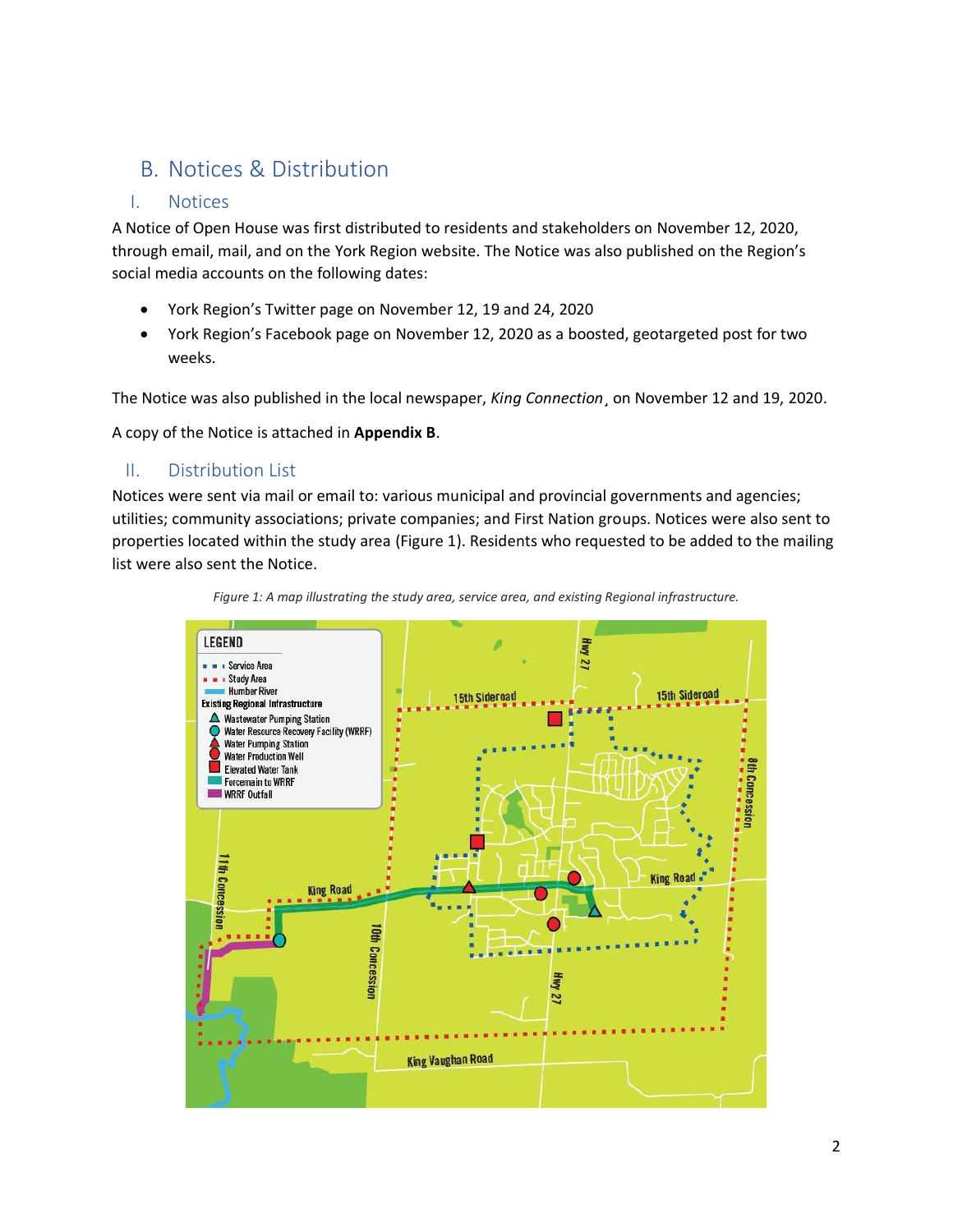## B. Notices & Distribution

### I. Notices

A Notice of Open House was first distributed to residents and stakeholders on November 12, 2020, through email, mail, and on the York Region website. The Notice was also published on the Region's social media accounts on the following dates:

- York Region's Twitter page on November 12, 19 and 24, 2020
- York Region's Facebook page on November 12, 2020 as a boosted, geotargeted post for two weeks.

The Notice was also published in the local newspaper, *King Connection*¸ on November 12 and 19, 2020.

A copy of the Notice is attached in **Appendix B**.

### II. Distribution List

Notices were sent via mail or email to: various municipal and provincial governments and agencies; utilities; community associations; private companies; and First Nation groups. Notices were also sent to properties located within the study area (Figure 1). Residents who requested to be added to the mailing list were also sent the Notice.

*Figure 1: A map illustrating the study area, service area, and existing Regional infrastructure.*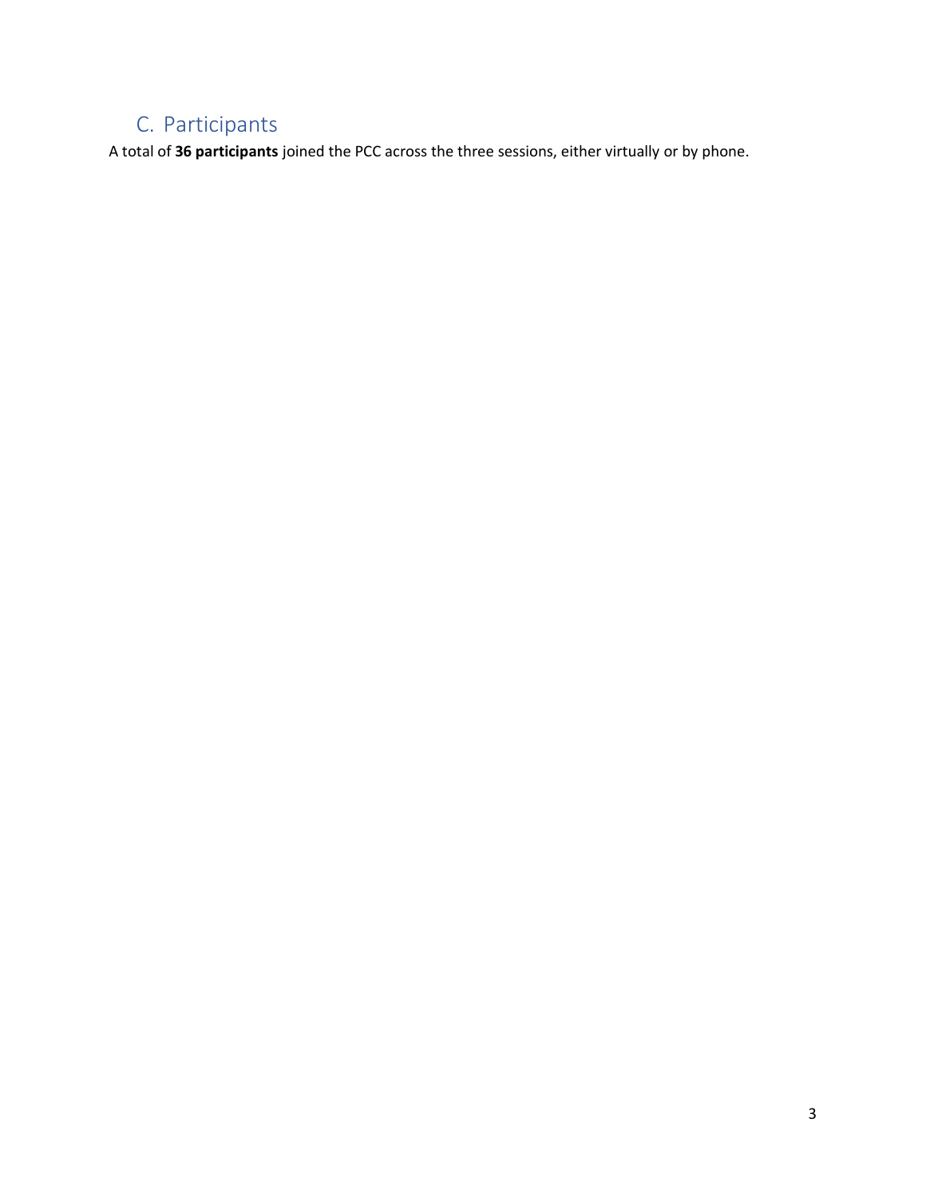## C. Participants

A total of **36 participants** joined the PCC across the three sessions, either virtually or by phone.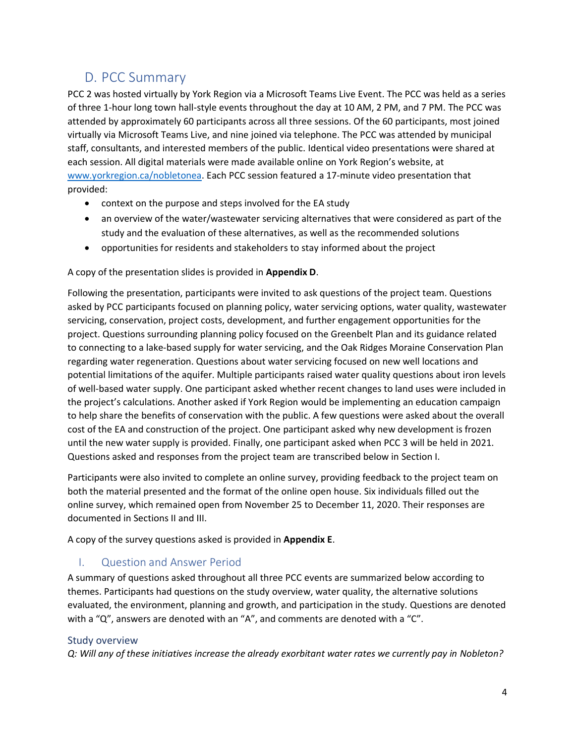## D. PCC Summary

PCC 2 was hosted virtually by York Region via a Microsoft Teams Live Event. The PCC was held as a series of three 1-hour long town hall-style events throughout the day at 10 AM, 2 PM, and 7 PM. The PCC was attended by approximately 60 participants across all three sessions. Of the 60 participants, most joined virtually via Microsoft Teams Live, and nine joined via telephone. The PCC was attended by municipal staff, consultants, and interested members of the public. Identical video presentations were shared at each session. All digital materials were made available online on York Region's website, at [www.yorkregion.ca/nobletonea](www.yorkregion.ca/nobletonea). Each PCC session featured a 17-minute video presentation that provided:

- context on the purpose and steps involved for the EA study
- an overview of the water/wastewater servicing alternatives that were considered as part of the study and the evaluation of these alternatives, as well as the recommended solutions
- opportunities for residents and stakeholders to stay informed about the project

A copy of the presentation slides is provided in **Appendix D**.

Following the presentation, participants were invited to ask questions of the project team. Questions asked by PCC participants focused on planning policy, water servicing options, water quality, wastewater servicing, conservation, project costs, development, and further engagement opportunities for the project. Questions surrounding planning policy focused on the Greenbelt Plan and its guidance related to connecting to a lake-based supply for water servicing, and the Oak Ridges Moraine Conservation Plan regarding water regeneration. Questions about water servicing focused on new well locations and potential limitations of the aquifer. Multiple participants raised water quality questions about iron levels of well-based water supply. One participant asked whether recent changes to land uses were included in the project's calculations. Another asked if York Region would be implementing an education campaign to help share the benefits of conservation with the public. A few questions were asked about the overall cost of the EA and construction of the project. One participant asked why new development is frozen until the new water supply is provided. Finally, one participant asked when PCC 3 will be held in 2021. Questions asked and responses from the project team are transcribed below in Section I.

Participants were also invited to complete an online survey, providing feedback to the project team on both the material presented and the format of the online open house. Six individuals filled out the online survey, which remained open from November 25 to December 11, 2020. Their responses are documented in Sections II and III.

A copy of the survey questions asked is provided in **Appendix E**.

### I. Question and Answer Period

A summary of questions asked throughout all three PCC events are summarized below according to themes. Participants had questions on the study overview, water quality, the alternative solutions evaluated, the environment, planning and growth, and participation in the study. Questions are denoted with a "Q", answers are denoted with an "A", and comments are denoted with a "C".

#### Study overview

*Q: Will any of these initiatives increase the already exorbitant water rates we currently pay in Nobleton?*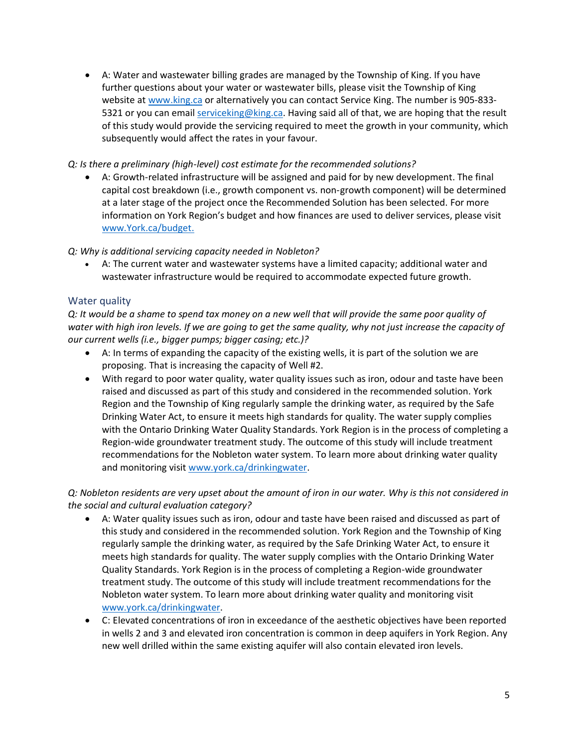- A: Water and wastewater billing grades are managed by the Township of King. If you have further questions about your water or wastewater bills, please visit the Township of King website at [www.king.ca](www.king.ca) or alternatively you can contact Service King. The number is 905-833-5321 or you can email [serviceking@king.ca](mailto:serviceking@king.ca). Having said all of that, we are hoping that the result of this study would provide the servicing required to meet the growth in your community, which subsequently would affect the rates in your favour.

*Q: Is there a preliminary (high-level) cost estimate for the recommended solutions?*

- A: Growth-related infrastructure will be assigned and paid for by new development. The final capital cost breakdown (i.e., growth component vs. non-growth component) will be determined at a later stage of the project once the Recommended Solution has been selected. For more information on York Region's budget and how finances are used to deliver services, please visit [www.York.ca/budget.](www.York.ca/budget)

*Q: Why is additional servicing capacity needed in Nobleton?*

- A: The current water and wastewater systems have a limited capacity; additional water and wastewater infrastructure would be required to accommodate expected future growth.

## Water quality

*Q: It would be a shame to spend tax money on a new well that will provide the same poor quality of water with high iron levels. If we are going to get the same quality, why not just increase the capacity of our current wells (i.e., bigger pumps; bigger casing; etc.)?*

- A: In terms of expanding the capacity of the existing wells, it is part of the solution we are proposing. That is increasing the capacity of Well #2.
- With regard to poor water quality, water quality issues such as iron, odour and taste have been raised and discussed as part of this study and considered in the recommended solution. York Region and the Township of King regularly sample the drinking water, as required by the Safe Drinking Water Act, to ensure it meets high standards for quality. The water supply complies with the Ontario Drinking Water Quality Standards. York Region is in the process of completing a Region-wide groundwater treatment study. The outcome of this study will include treatment recommendations for the Nobleton water system. To learn more about drinking water quality and monitoring visit [www.york.ca/drinkingwater](www.york.ca/drinkingwater).

*Q: Nobleton residents are very upset about the amount of iron in our water. Why is this not considered in the social and cultural evaluation category?*

- A: Water quality issues such as iron, odour and taste have been raised and discussed as part of this study and considered in the recommended solution. York Region and the Township of King regularly sample the drinking water, as required by the Safe Drinking Water Act, to ensure it meets high standards for quality. The water supply complies with the Ontario Drinking Water Quality Standards. York Region is in the process of completing a Region-wide groundwater treatment study. The outcome of this study will include treatment recommendations for the Nobleton water system. To learn more about drinking water quality and monitoring visit [www.york.ca/drinkingwater](www.york.ca/drinkingwater).
- C: Elevated concentrations of iron in exceedance of the aesthetic objectives have been reported in wells 2 and 3 and elevated iron concentration is common in deep aquifers in York Region. Any new well drilled within the same existing aquifer will also contain elevated iron levels.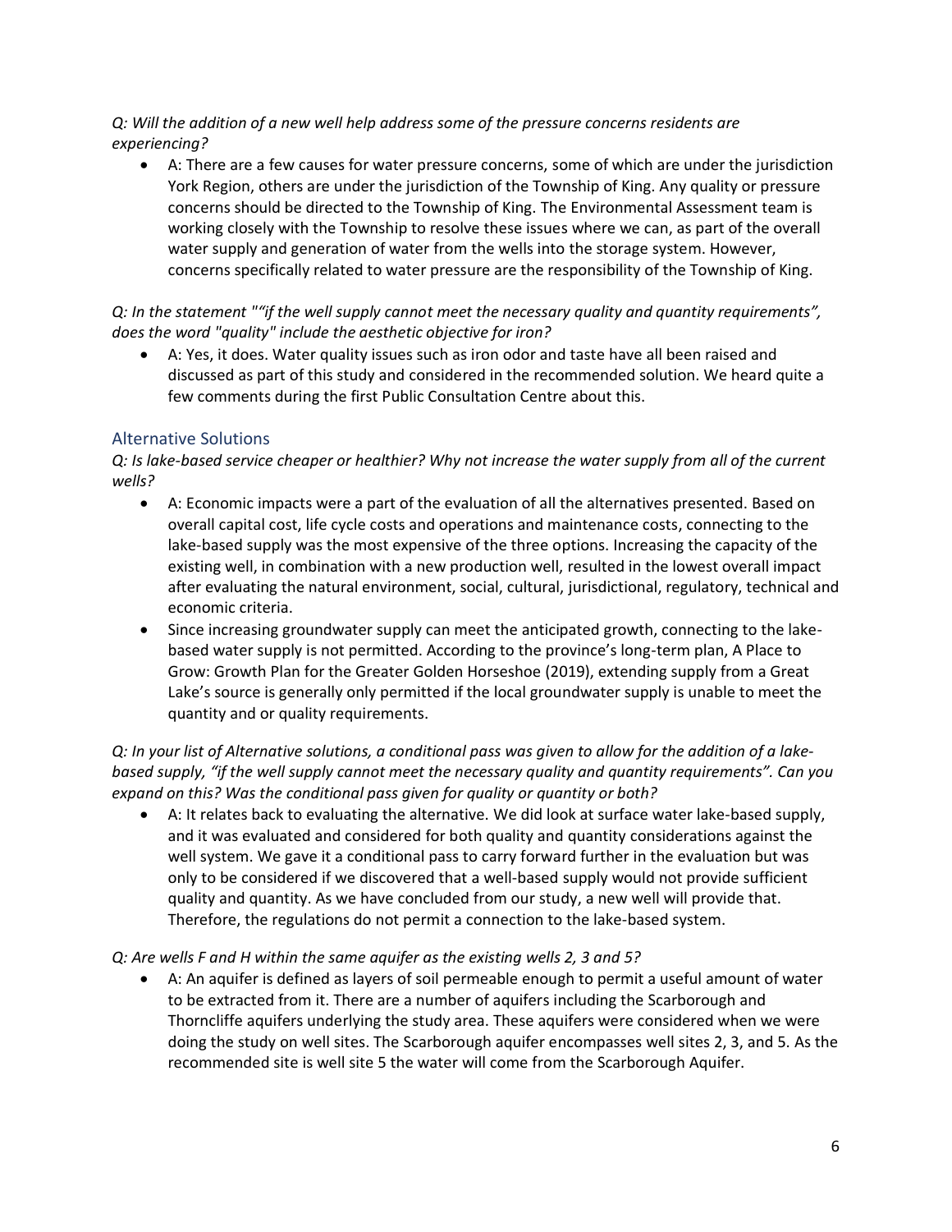*Q: Will the addition of a new well help address some of the pressure concerns residents are experiencing?*

- A: There are a few causes for water pressure concerns, some of which are under the jurisdiction York Region, others are under the jurisdiction of the Township of King. Any quality or pressure concerns should be directed to the Township of King. The Environmental Assessment team is working closely with the Township to resolve these issues where we can, as part of the overall water supply and generation of water from the wells into the storage system. However, concerns specifically related to water pressure are the responsibility of the Township of King.

*Q: In the statement ""if the well supply cannot meet the necessary quality and quantity requirements", does the word "quality" include the aesthetic objective for iron?*

- A: Yes, it does. Water quality issues such as iron odor and taste have all been raised and discussed as part of this study and considered in the recommended solution. We heard quite a few comments during the first Public Consultation Centre about this.

## Alternative Solutions

*Q: Is lake-based service cheaper or healthier? Why not increase the water supply from all of the current wells?*

- A: Economic impacts were a part of the evaluation of all the alternatives presented. Based on overall capital cost, life cycle costs and operations and maintenance costs, connecting to the lake-based supply was the most expensive of the three options. Increasing the capacity of the existing well, in combination with a new production well, resulted in the lowest overall impact after evaluating the natural environment, social, cultural, jurisdictional, regulatory, technical and economic criteria.
- Since increasing groundwater supply can meet the anticipated growth, connecting to the lake-based water supply is not permitted. According to the province's long-term plan, A Place to Grow: Growth Plan for the Greater Golden Horseshoe (2019), extending supply from a Great Lake's source is generally only permitted if the local groundwater supply is unable to meet the quantity and or quality requirements.

*Q: In your list of Alternative solutions, a conditional pass was given to allow for the addition of a lake-based supply, "if the well supply cannot meet the necessary quality and quantity requirements". Can you expand on this? Was the conditional pass given for quality or quantity or both?*

- A: It relates back to evaluating the alternative. We did look at surface water lake-based supply, and it was evaluated and considered for both quality and quantity considerations against the well system. We gave it a conditional pass to carry forward further in the evaluation but was only to be considered if we discovered that a well-based supply would not provide sufficient quality and quantity. As we have concluded from our study, a new well will provide that. Therefore, the regulations do not permit a connection to the lake-based system.

*Q: Are wells F and H within the same aquifer as the existing wells 2, 3 and 5?*

- A: An aquifer is defined as layers of soil permeable enough to permit a useful amount of water to be extracted from it. There are a number of aquifers including the Scarborough and Thorncliffe aquifers underlying the study area. These aquifers were considered when we were doing the study on well sites. The Scarborough aquifer encompasses well sites 2, 3, and 5. As the recommended site is well site 5 the water will come from the Scarborough Aquifer.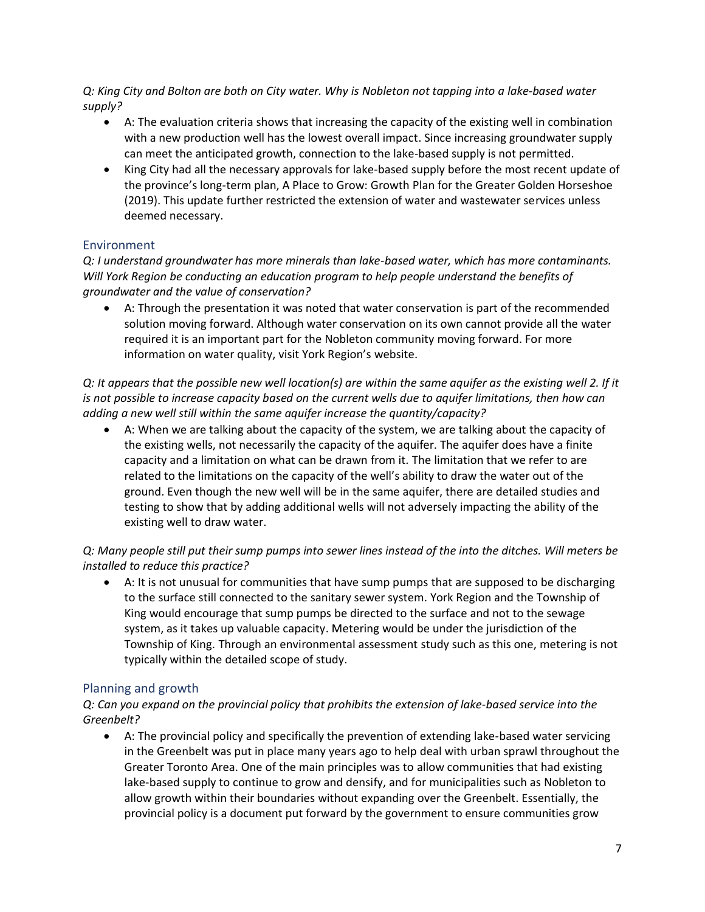*Q: King City and Bolton are both on City water. Why is Nobleton not tapping into a lake-based water supply?*

- A: The evaluation criteria shows that increasing the capacity of the existing well in combination with a new production well has the lowest overall impact. Since increasing groundwater supply can meet the anticipated growth, connection to the lake-based supply is not permitted.
- King City had all the necessary approvals for lake-based supply before the most recent update of the province's long-term plan, A Place to Grow: Growth Plan for the Greater Golden Horseshoe (2019). This update further restricted the extension of water and wastewater services unless deemed necessary.

## Environment

*Q: I understand groundwater has more minerals than lake-based water, which has more contaminants. Will York Region be conducting an education program to help people understand the benefits of groundwater and the value of conservation?*

- A: Through the presentation it was noted that water conservation is part of the recommended solution moving forward. Although water conservation on its own cannot provide all the water required it is an important part for the Nobleton community moving forward. For more information on water quality, visit York Region's website.

*Q: It appears that the possible new well location(s) are within the same aquifer as the existing well 2. If it is not possible to increase capacity based on the current wells due to aquifer limitations, then how can adding a new well still within the same aquifer increase the quantity/capacity?*

- A: When we are talking about the capacity of the system, we are talking about the capacity of the existing wells, not necessarily the capacity of the aquifer. The aquifer does have a finite capacity and a limitation on what can be drawn from it. The limitation that we refer to are related to the limitations on the capacity of the well's ability to draw the water out of the ground. Even though the new well will be in the same aquifer, there are detailed studies and testing to show that by adding additional wells will not adversely impacting the ability of the existing well to draw water.

*Q: Many people still put their sump pumps into sewer lines instead of the into the ditches. Will meters be installed to reduce this practice?*

- A: It is not unusual for communities that have sump pumps that are supposed to be discharging to the surface still connected to the sanitary sewer system. York Region and the Township of King would encourage that sump pumps be directed to the surface and not to the sewage system, as it takes up valuable capacity. Metering would be under the jurisdiction of the Township of King. Through an environmental assessment study such as this one, metering is not typically within the detailed scope of study.

## Planning and growth

*Q: Can you expand on the provincial policy that prohibits the extension of lake-based service into the Greenbelt?*

- A: The provincial policy and specifically the prevention of extending lake-based water servicing in the Greenbelt was put in place many years ago to help deal with urban sprawl throughout the Greater Toronto Area. One of the main principles was to allow communities that had existing lake-based supply to continue to grow and densify, and for municipalities such as Nobleton to allow growth within their boundaries without expanding over the Greenbelt. Essentially, the provincial policy is a document put forward by the government to ensure communities grow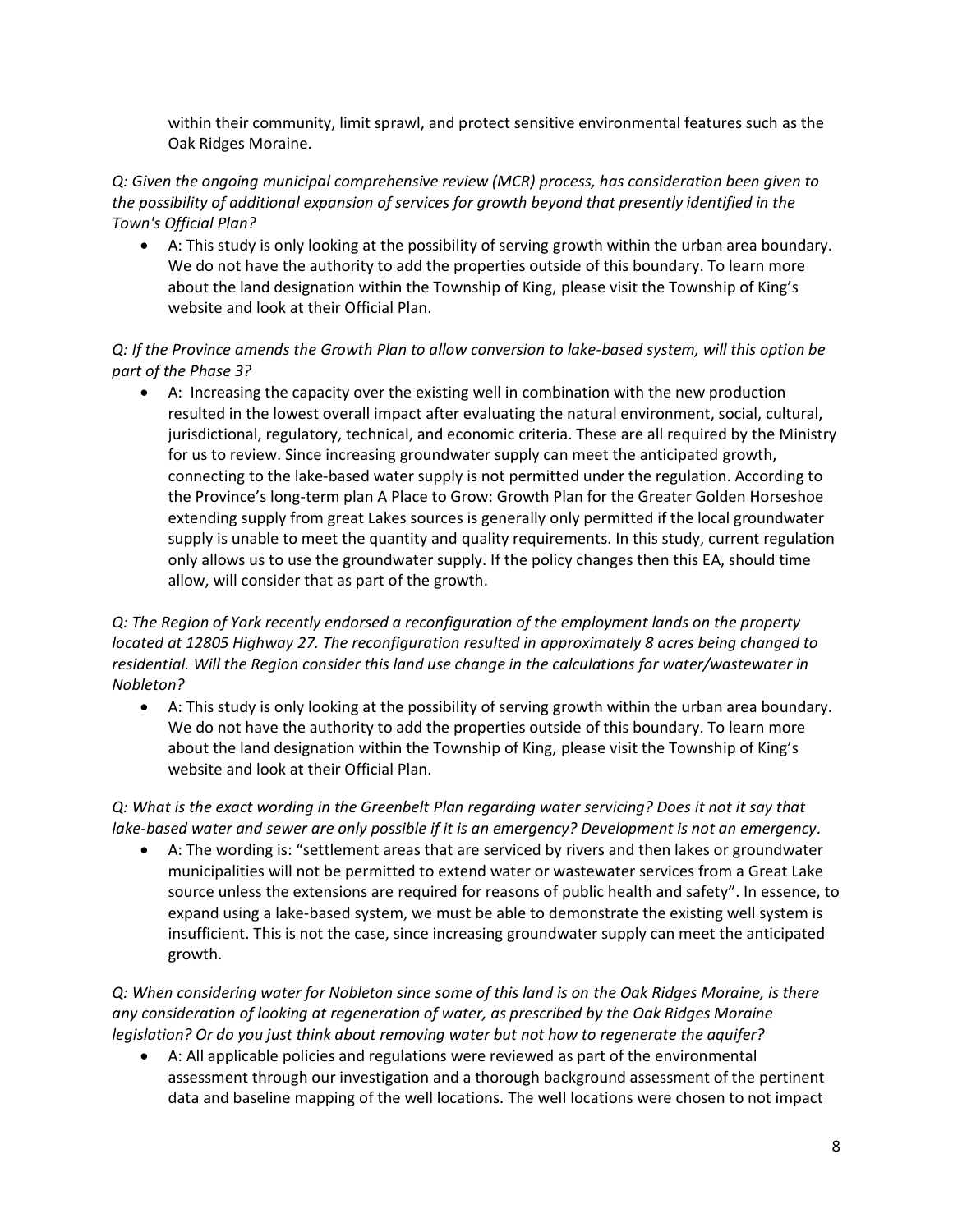within their community, limit sprawl, and protect sensitive environmental features such as the Oak Ridges Moraine.

*Q: Given the ongoing municipal comprehensive review (MCR) process, has consideration been given to the possibility of additional expansion of services for growth beyond that presently identified in the Town's Official Plan?*

- A: This study is only looking at the possibility of serving growth within the urban area boundary. We do not have the authority to add the properties outside of this boundary. To learn more about the land designation within the Township of King, please visit the Township of King's website and look at their Official Plan.

*Q: If the Province amends the Growth Plan to allow conversion to lake-based system, will this option be part of the Phase 3?*

- A: Increasing the capacity over the existing well in combination with the new production resulted in the lowest overall impact after evaluating the natural environment, social, cultural, jurisdictional, regulatory, technical, and economic criteria. These are all required by the Ministry for us to review. Since increasing groundwater supply can meet the anticipated growth, connecting to the lake-based water supply is not permitted under the regulation. According to the Province's long-term plan A Place to Grow: Growth Plan for the Greater Golden Horseshoe extending supply from great Lakes sources is generally only permitted if the local groundwater supply is unable to meet the quantity and quality requirements. In this study, current regulation only allows us to use the groundwater supply. If the policy changes then this EA, should time allow, will consider that as part of the growth.

*Q: The Region of York recently endorsed a reconfiguration of the employment lands on the property located at 12805 Highway 27. The reconfiguration resulted in approximately 8 acres being changed to residential. Will the Region consider this land use change in the calculations for water/wastewater in Nobleton?*

- A: This study is only looking at the possibility of serving growth within the urban area boundary. We do not have the authority to add the properties outside of this boundary. To learn more about the land designation within the Township of King, please visit the Township of King's website and look at their Official Plan.

*Q: What is the exact wording in the Greenbelt Plan regarding water servicing? Does it not it say that lake-based water and sewer are only possible if it is an emergency? Development is not an emergency.*

- A: The wording is: "settlement areas that are serviced by rivers and then lakes or groundwater municipalities will not be permitted to extend water or wastewater services from a Great Lake source unless the extensions are required for reasons of public health and safety". In essence, to expand using a lake-based system, we must be able to demonstrate the existing well system is insufficient. This is not the case, since increasing groundwater supply can meet the anticipated growth.

*Q: When considering water for Nobleton since some of this land is on the Oak Ridges Moraine, is there any consideration of looking at regeneration of water, as prescribed by the Oak Ridges Moraine legislation? Or do you just think about removing water but not how to regenerate the aquifer?*

- A: All applicable policies and regulations were reviewed as part of the environmental assessment through our investigation and a thorough background assessment of the pertinent data and baseline mapping of the well locations. The well locations were chosen to not impact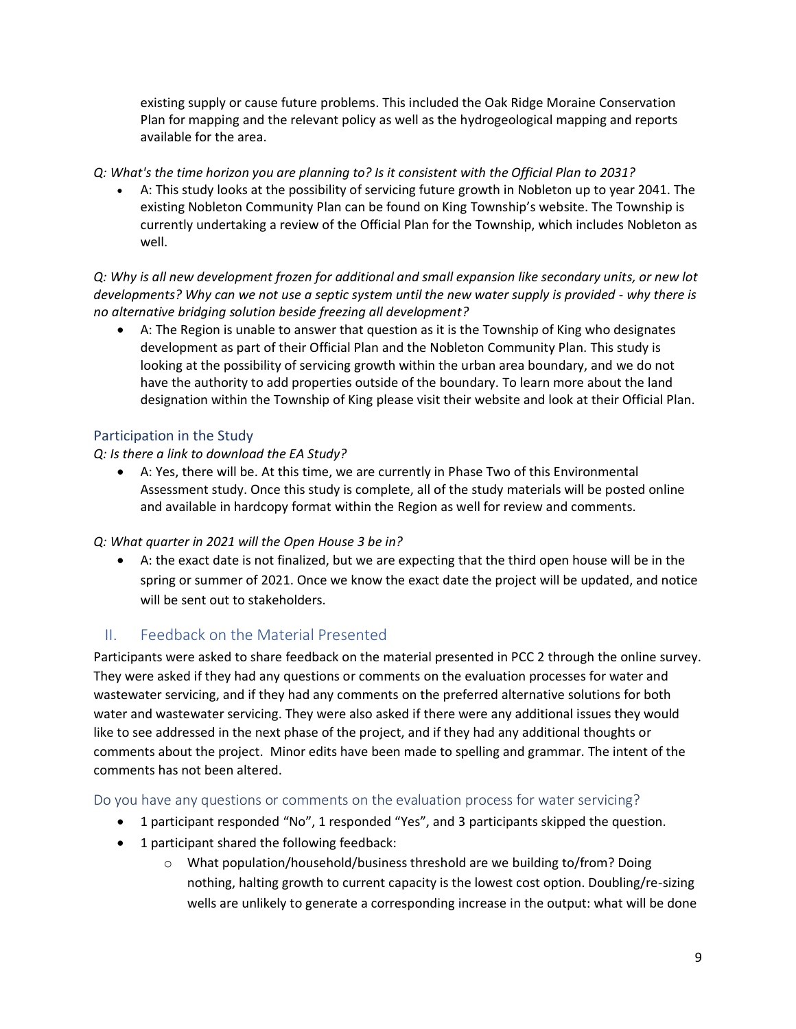existing supply or cause future problems. This included the Oak Ridge Moraine Conservation Plan for mapping and the relevant policy as well as the hydrogeological mapping and reports available for the area.

*Q: What's the time horizon you are planning to? Is it consistent with the Official Plan to 2031?*

- A: This study looks at the possibility of servicing future growth in Nobleton up to year 2041. The existing Nobleton Community Plan can be found on King Township's website. The Township is currently undertaking a review of the Official Plan for the Township, which includes Nobleton as well.

*Q: Why is all new development frozen for additional and small expansion like secondary units, or new lot developments? Why can we not use a septic system until the new water supply is provided - why there is no alternative bridging solution beside freezing all development?*

- A: The Region is unable to answer that question as it is the Township of King who designates development as part of their Official Plan and the Nobleton Community Plan. This study is looking at the possibility of servicing growth within the urban area boundary, and we do not have the authority to add properties outside of the boundary. To learn more about the land designation within the Township of King please visit their website and look at their Official Plan.

### Participation in the Study

*Q: Is there a link to download the EA Study?*

- A: Yes, there will be. At this time, we are currently in Phase Two of this Environmental Assessment study. Once this study is complete, all of the study materials will be posted online and available in hardcopy format within the Region as well for review and comments.

*Q: What quarter in 2021 will the Open House 3 be in?*

- A: the exact date is not finalized, but we are expecting that the third open house will be in the spring or summer of 2021. Once we know the exact date the project will be updated, and notice will be sent out to stakeholders.

## II. Feedback on the Material Presented

Participants were asked to share feedback on the material presented in PCC 2 through the online survey. They were asked if they had any questions or comments on the evaluation processes for water and wastewater servicing, and if they had any comments on the preferred alternative solutions for both water and wastewater servicing. They were also asked if there were any additional issues they would like to see addressed in the next phase of the project, and if they had any additional thoughts or comments about the project. Minor edits have been made to spelling and grammar. The intent of the comments has not been altered.

### Do you have any questions or comments on the evaluation process for water servicing?

- 1 participant responded "No", 1 responded "Yes", and 3 participants skipped the question.
- 1 participant shared the following feedback:
  - What population/household/business threshold are we building to/from? Doing nothing, halting growth to current capacity is the lowest cost option. Doubling/re-sizing wells are unlikely to generate a corresponding increase in the output: what will be done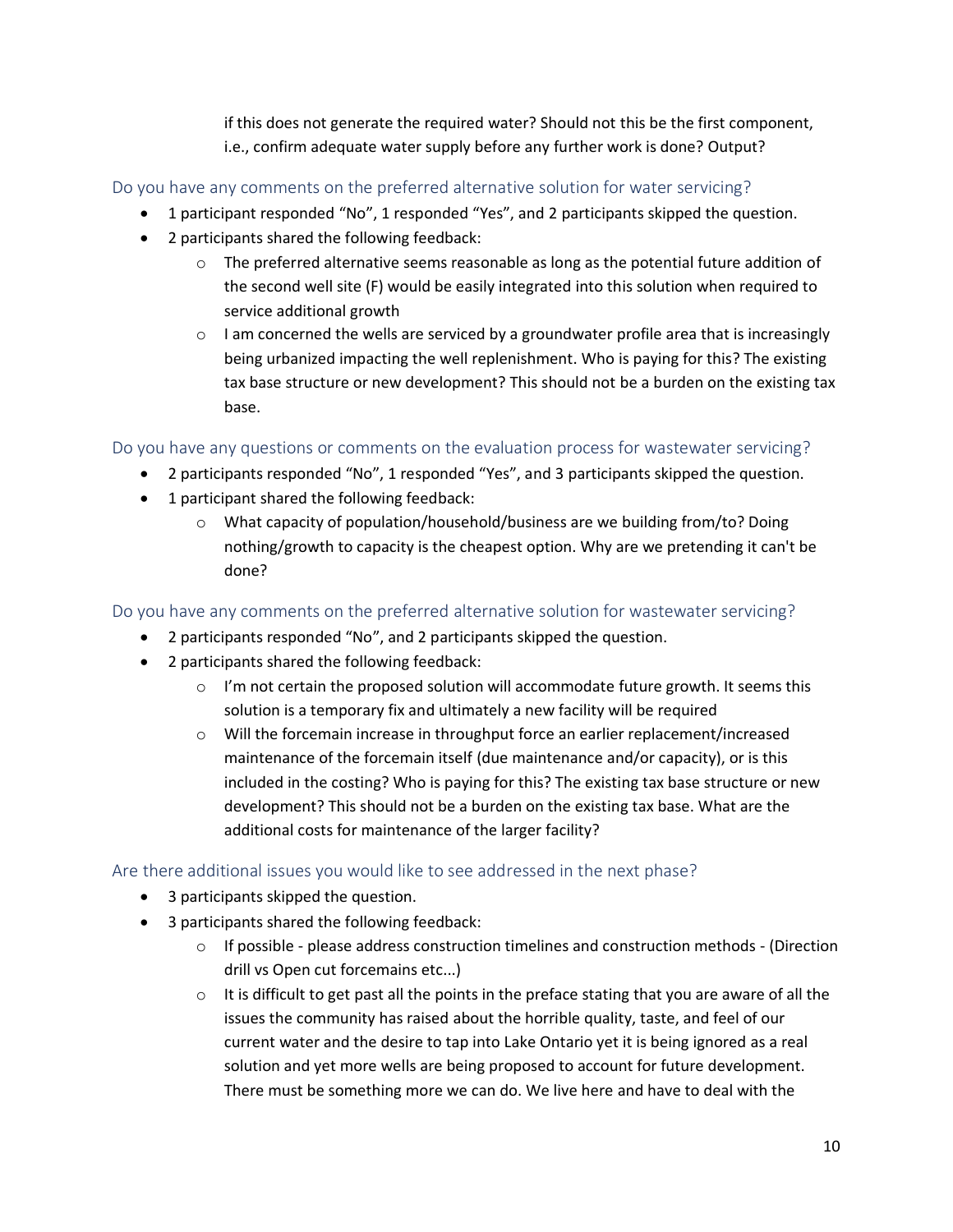if this does not generate the required water? Should not this be the first component, i.e., confirm adequate water supply before any further work is done? Output?

### Do you have any comments on the preferred alternative solution for water servicing?

- 1 participant responded "No", 1 responded "Yes", and 2 participants skipped the question.
- 2 participants shared the following feedback:
  - The preferred alternative seems reasonable as long as the potential future addition of the second well site (F) would be easily integrated into this solution when required to service additional growth
  - I am concerned the wells are serviced by a groundwater profile area that is increasingly being urbanized impacting the well replenishment. Who is paying for this? The existing tax base structure or new development? This should not be a burden on the existing tax base.

### Do you have any questions or comments on the evaluation process for wastewater servicing?

- 2 participants responded "No", 1 responded "Yes", and 3 participants skipped the question.
- 1 participant shared the following feedback:
  - What capacity of population/household/business are we building from/to? Doing nothing/growth to capacity is the cheapest option. Why are we pretending it can't be done?

### Do you have any comments on the preferred alternative solution for wastewater servicing?

- 2 participants responded "No", and 2 participants skipped the question.
- 2 participants shared the following feedback:
  - I'm not certain the proposed solution will accommodate future growth. It seems this solution is a temporary fix and ultimately a new facility will be required
  - Will the forcemain increase in throughput force an earlier replacement/increased maintenance of the forcemain itself (due maintenance and/or capacity), or is this included in the costing? Who is paying for this? The existing tax base structure or new development? This should not be a burden on the existing tax base. What are the additional costs for maintenance of the larger facility?

### Are there additional issues you would like to see addressed in the next phase?

- 3 participants skipped the question.
- 3 participants shared the following feedback:
  - If possible - please address construction timelines and construction methods - (Direction drill vs Open cut forcemains etc...)
  - It is difficult to get past all the points in the preface stating that you are aware of all the issues the community has raised about the horrible quality, taste, and feel of our current water and the desire to tap into Lake Ontario yet it is being ignored as a real solution and yet more wells are being proposed to account for future development. There must be something more we can do. We live here and have to deal with the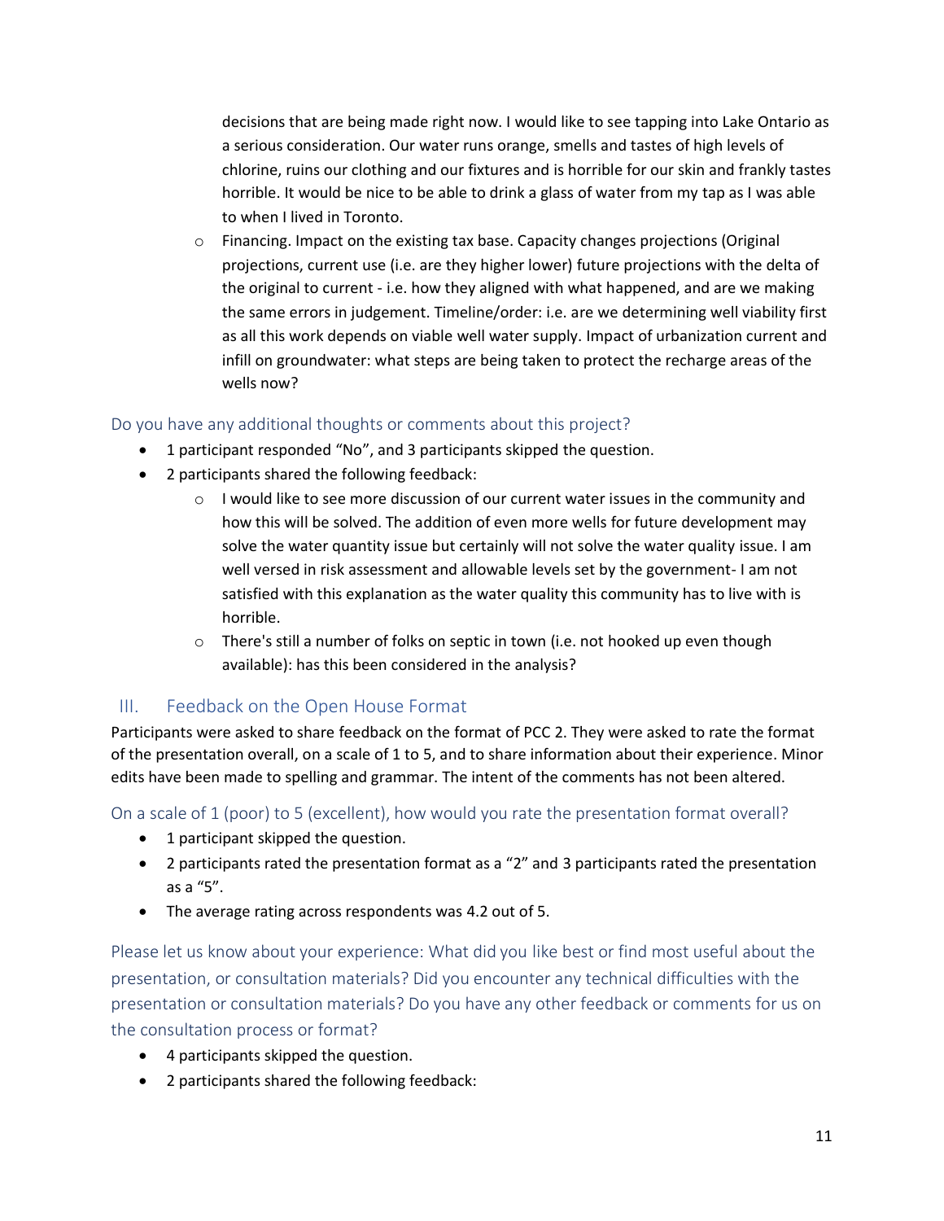decisions that are being made right now. I would like to see tapping into Lake Ontario as a serious consideration. Our water runs orange, smells and tastes of high levels of chlorine, ruins our clothing and our fixtures and is horrible for our skin and frankly tastes horrible. It would be nice to be able to drink a glass of water from my tap as I was able to when I lived in Toronto.

  - Financing. Impact on the existing tax base. Capacity changes projections (Original projections, current use (i.e. are they higher lower) future projections with the delta of the original to current - i.e. how they aligned with what happened, and are we making the same errors in judgement. Timeline/order: i.e. are we determining well viability first as all this work depends on viable well water supply. Impact of urbanization current and infill on groundwater: what steps are being taken to protect the recharge areas of the wells now?

### Do you have any additional thoughts or comments about this project?

- 1 participant responded "No", and 3 participants skipped the question.
- 2 participants shared the following feedback:
  - I would like to see more discussion of our current water issues in the community and how this will be solved. The addition of even more wells for future development may solve the water quantity issue but certainly will not solve the water quality issue. I am well versed in risk assessment and allowable levels set by the government- I am not satisfied with this explanation as the water quality this community has to live with is horrible.
  - There's still a number of folks on septic in town (i.e. not hooked up even though available): has this been considered in the analysis?

## III. Feedback on the Open House Format

Participants were asked to share feedback on the format of PCC 2. They were asked to rate the format of the presentation overall, on a scale of 1 to 5, and to share information about their experience. Minor edits have been made to spelling and grammar. The intent of the comments has not been altered.

### On a scale of 1 (poor) to 5 (excellent), how would you rate the presentation format overall?

- 1 participant skipped the question.
- 2 participants rated the presentation format as a "2" and 3 participants rated the presentation as a "5".
- The average rating across respondents was 4.2 out of 5.

### Please let us know about your experience: What did you like best or find most useful about the presentation, or consultation materials? Did you encounter any technical difficulties with the presentation or consultation materials? Do you have any other feedback or comments for us on the consultation process or format?

- 4 participants skipped the question.
- 2 participants shared the following feedback: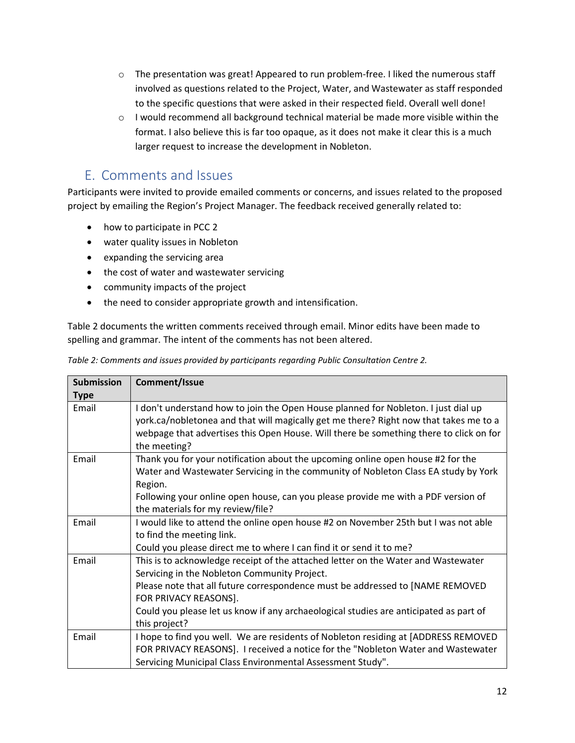- The presentation was great! Appeared to run problem-free. I liked the numerous staff involved as questions related to the Project, Water, and Wastewater as staff responded to the specific questions that were asked in their respected field. Overall well done!
- I would recommend all background technical material be made more visible within the format. I also believe this is far too opaque, as it does not make it clear this is a much larger request to increase the development in Nobleton.

## E. Comments and Issues

Participants were invited to provide emailed comments or concerns, and issues related to the proposed project by emailing the Region's Project Manager. The feedback received generally related to:

- how to participate in PCC 2
- water quality issues in Nobleton
- expanding the servicing area
- the cost of water and wastewater servicing
- community impacts of the project
- the need to consider appropriate growth and intensification.

Table 2 documents the written comments received through email. Minor edits have been made to spelling and grammar. The intent of the comments has not been altered.

*Table 2: Comments and issues provided by participants regarding Public Consultation Centre 2.*

| Submission Type | Comment/Issue |
|---|---|
| Email | I don't understand how to join the Open House planned for Nobleton. I just dial up york.ca/nobletonea and that will magically get me there? Right now that takes me to a webpage that advertises this Open House. Will there be something there to click on for the meeting? |
| Email | Thank you for your notification about the upcoming online open house #2 for the Water and Wastewater Servicing in the community of Nobleton Class EA study by York Region.<br>Following your online open house, can you please provide me with a PDF version of the materials for my review/file? |
| Email | I would like to attend the online open house #2 on November 25th but I was not able to find the meeting link.<br>Could you please direct me to where I can find it or send it to me? |
| Email | This is to acknowledge receipt of the attached letter on the Water and Wastewater Servicing in the Nobleton Community Project.<br>Please note that all future correspondence must be addressed to [NAME REMOVED FOR PRIVACY REASONS].<br>Could you please let us know if any archaeological studies are anticipated as part of this project? |
| Email | I hope to find you well. We are residents of Nobleton residing at [ADDRESS REMOVED FOR PRIVACY REASONS]. I received a notice for the "Nobleton Water and Wastewater Servicing Municipal Class Environmental Assessment Study". |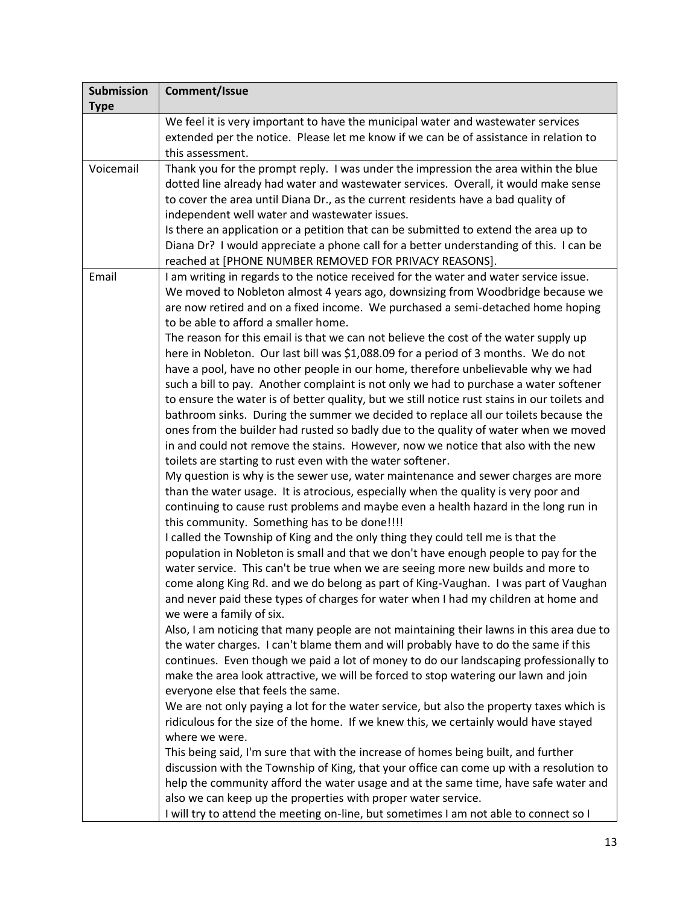| Submission Type | Comment/Issue |
|---|---|
| | We feel it is very important to have the municipal water and wastewater services extended per the notice. Please let me know if we can be of assistance in relation to this assessment. |
| Voicemail | Thank you for the prompt reply. I was under the impression the area within the blue dotted line already had water and wastewater services. Overall, it would make sense to cover the area until Diana Dr., as the current residents have a bad quality of independent well water and wastewater issues.<br>Is there an application or a petition that can be submitted to extend the area up to Diana Dr? I would appreciate a phone call for a better understanding of this. I can be reached at [PHONE NUMBER REMOVED FOR PRIVACY REASONS]. |
| Email | I am writing in regards to the notice received for the water and water service issue. We moved to Nobleton almost 4 years ago, downsizing from Woodbridge because we are now retired and on a fixed income. We purchased a semi-detached home hoping to be able to afford a smaller home.<br>The reason for this email is that we can not believe the cost of the water supply up here in Nobleton. Our last bill was $1,088.09 for a period of 3 months. We do not have a pool, have no other people in our home, therefore unbelievable why we had such a bill to pay. Another complaint is not only we had to purchase a water softener to ensure the water is of better quality, but we still notice rust stains in our toilets and bathroom sinks. During the summer we decided to replace all our toilets because the ones from the builder had rusted so badly due to the quality of water when we moved in and could not remove the stains. However, now we notice that also with the new toilets are starting to rust even with the water softener.<br>My question is why is the sewer use, water maintenance and sewer charges are more than the water usage. It is atrocious, especially when the quality is very poor and continuing to cause rust problems and maybe even a health hazard in the long run in this community. Something has to be done!!!!<br>I called the Township of King and the only thing they could tell me is that the population in Nobleton is small and that we don't have enough people to pay for the water service. This can't be true when we are seeing more new builds and more to come along King Rd. and we do belong as part of King-Vaughan. I was part of Vaughan and never paid these types of charges for water when I had my children at home and we were a family of six.<br>Also, I am noticing that many people are not maintaining their lawns in this area due to the water charges. I can't blame them and will probably have to do the same if this continues. Even though we paid a lot of money to do our landscaping professionally to make the area look attractive, we will be forced to stop watering our lawn and join everyone else that feels the same.<br>We are not only paying a lot for the water service, but also the property taxes which is ridiculous for the size of the home. If we knew this, we certainly would have stayed where we were.<br>This being said, I'm sure that with the increase of homes being built, and further discussion with the Township of King, that your office can come up with a resolution to help the community afford the water usage and at the same time, have safe water and also we can keep up the properties with proper water service.<br>I will try to attend the meeting on-line, but sometimes I am not able to connect so I |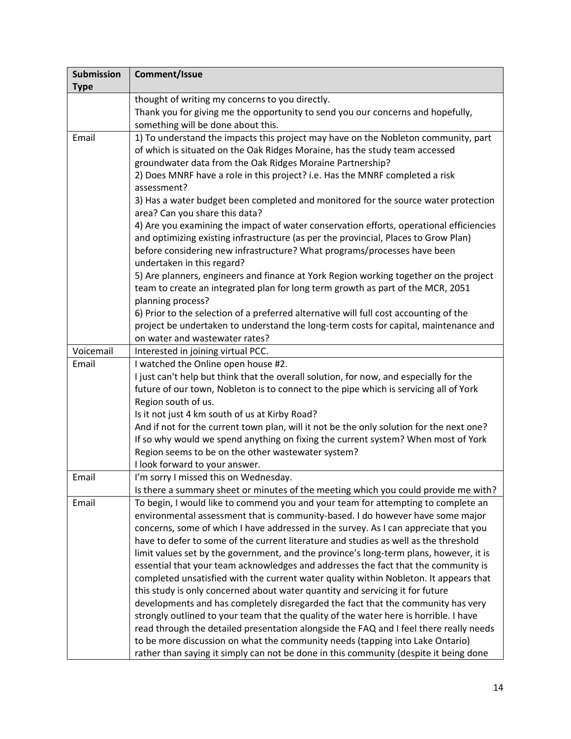| Submission Type | Comment/Issue |
| --- | --- |
| | thought of writing my concerns to you directly.<br>Thank you for giving me the opportunity to send you our concerns and hopefully, something will be done about this. |
| Email | 1) To understand the impacts this project may have on the Nobleton community, part of which is situated on the Oak Ridges Moraine, has the study team accessed groundwater data from the Oak Ridges Moraine Partnership?<br>2) Does MNRF have a role in this project? i.e. Has the MNRF completed a risk assessment?<br>3) Has a water budget been completed and monitored for the source water protection area? Can you share this data?<br>4) Are you examining the impact of water conservation efforts, operational efficiencies and optimizing existing infrastructure (as per the provincial, Places to Grow Plan) before considering new infrastructure? What programs/processes have been undertaken in this regard?<br>5) Are planners, engineers and finance at York Region working together on the project team to create an integrated plan for long term growth as part of the MCR, 2051 planning process?<br>6) Prior to the selection of a preferred alternative will full cost accounting of the project be undertaken to understand the long-term costs for capital, maintenance and on water and wastewater rates? |
| Voicemail | Interested in joining virtual PCC. |
| Email | I watched the Online open house #2.<br>I just can't help but think that the overall solution, for now, and especially for the future of our town, Nobleton is to connect to the pipe which is servicing all of York Region south of us.<br>Is it not just 4 km south of us at Kirby Road?<br>And if not for the current town plan, will it not be the only solution for the next one?<br>If so why would we spend anything on fixing the current system? When most of York Region seems to be on the other wastewater system?<br>I look forward to your answer. |
| Email | I'm sorry I missed this on Wednesday.<br>Is there a summary sheet or minutes of the meeting which you could provide me with? |
| Email | To begin, I would like to commend you and your team for attempting to complete an environmental assessment that is community-based. I do however have some major concerns, some of which I have addressed in the survey. As I can appreciate that you have to defer to some of the current literature and studies as well as the threshold limit values set by the government, and the province's long-term plans, however, it is essential that your team acknowledges and addresses the fact that the community is completed unsatisfied with the current water quality within Nobleton. It appears that this study is only concerned about water quantity and servicing it for future developments and has completely disregarded the fact that the community has very strongly outlined to your team that the quality of the water here is horrible. I have read through the detailed presentation alongside the FAQ and I feel there really needs to be more discussion on what the community needs (tapping into Lake Ontario) rather than saying it simply can not be done in this community (despite it being done |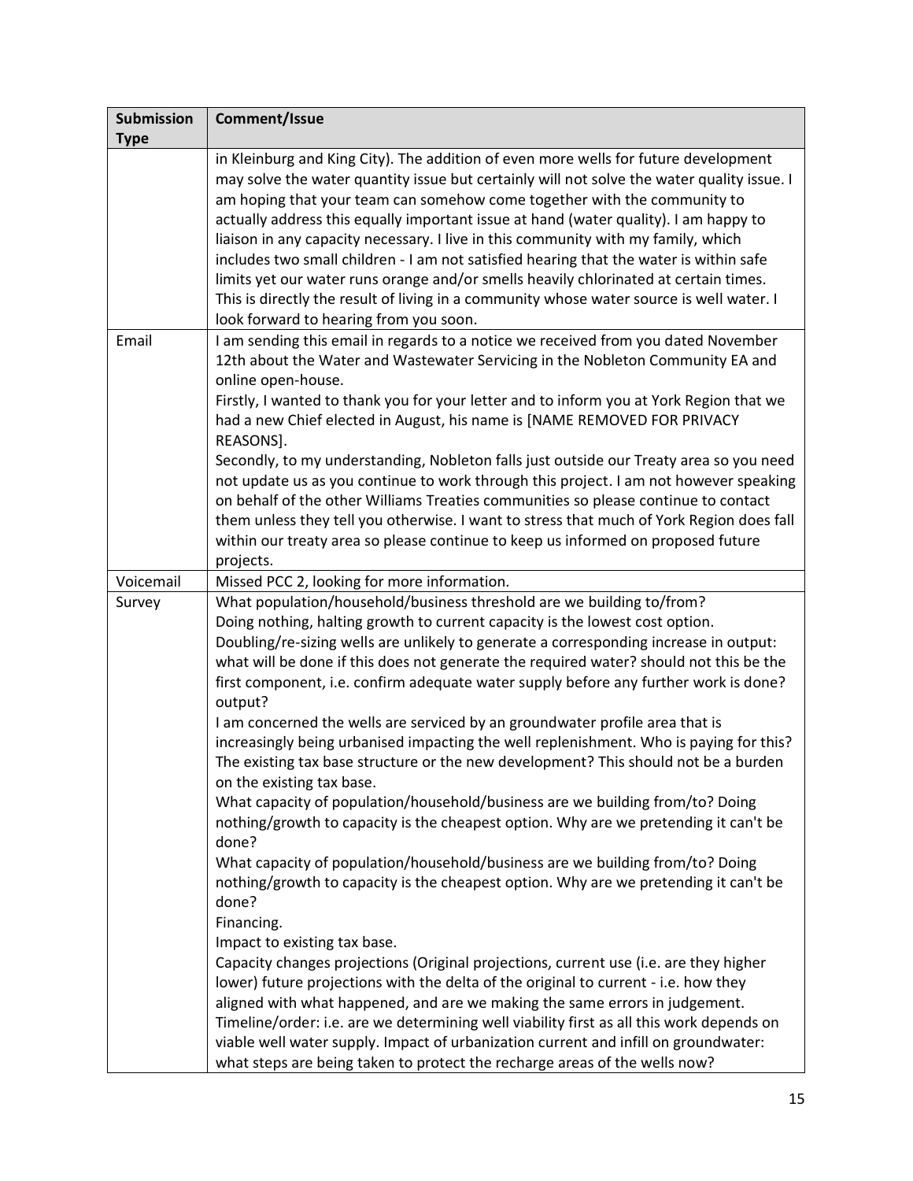| Submission Type | Comment/Issue |
|---|---|
| | in Kleinburg and King City). The addition of even more wells for future development may solve the water quantity issue but certainly will not solve the water quality issue. I am hoping that your team can somehow come together with the community to actually address this equally important issue at hand (water quality). I am happy to liaison in any capacity necessary. I live in this community with my family, which includes two small children - I am not satisfied hearing that the water is within safe limits yet our water runs orange and/or smells heavily chlorinated at certain times. This is directly the result of living in a community whose water source is well water. I look forward to hearing from you soon. |
| Email | I am sending this email in regards to a notice we received from you dated November 12th about the Water and Wastewater Servicing in the Nobleton Community EA and online open-house.<br>Firstly, I wanted to thank you for your letter and to inform you at York Region that we had a new Chief elected in August, his name is [NAME REMOVED FOR PRIVACY REASONS].<br>Secondly, to my understanding, Nobleton falls just outside our Treaty area so you need not update us as you continue to work through this project. I am not however speaking on behalf of the other Williams Treaties communities so please continue to contact them unless they tell you otherwise. I want to stress that much of York Region does fall within our treaty area so please continue to keep us informed on proposed future projects. |
| Voicemail | Missed PCC 2, looking for more information. |
| Survey | What population/household/business threshold are we building to/from?<br>Doing nothing, halting growth to current capacity is the lowest cost option.<br>Doubling/re-sizing wells are unlikely to generate a corresponding increase in output: what will be done if this does not generate the required water? should not this be the first component, i.e. confirm adequate water supply before any further work is done? output?<br>I am concerned the wells are serviced by an groundwater profile area that is increasingly being urbanised impacting the well replenishment. Who is paying for this? The existing tax base structure or the new development? This should not be a burden on the existing tax base.<br>What capacity of population/household/business are we building from/to? Doing nothing/growth to capacity is the cheapest option. Why are we pretending it can't be done?<br>What capacity of population/household/business are we building from/to? Doing nothing/growth to capacity is the cheapest option. Why are we pretending it can't be done?<br>Financing.<br>Impact to existing tax base.<br>Capacity changes projections (Original projections, current use (i.e. are they higher lower) future projections with the delta of the original to current - i.e. how they aligned with what happened, and are we making the same errors in judgement.<br>Timeline/order: i.e. are we determining well viability first as all this work depends on viable well water supply. Impact of urbanization current and infill on groundwater: what steps are being taken to protect the recharge areas of the wells now? |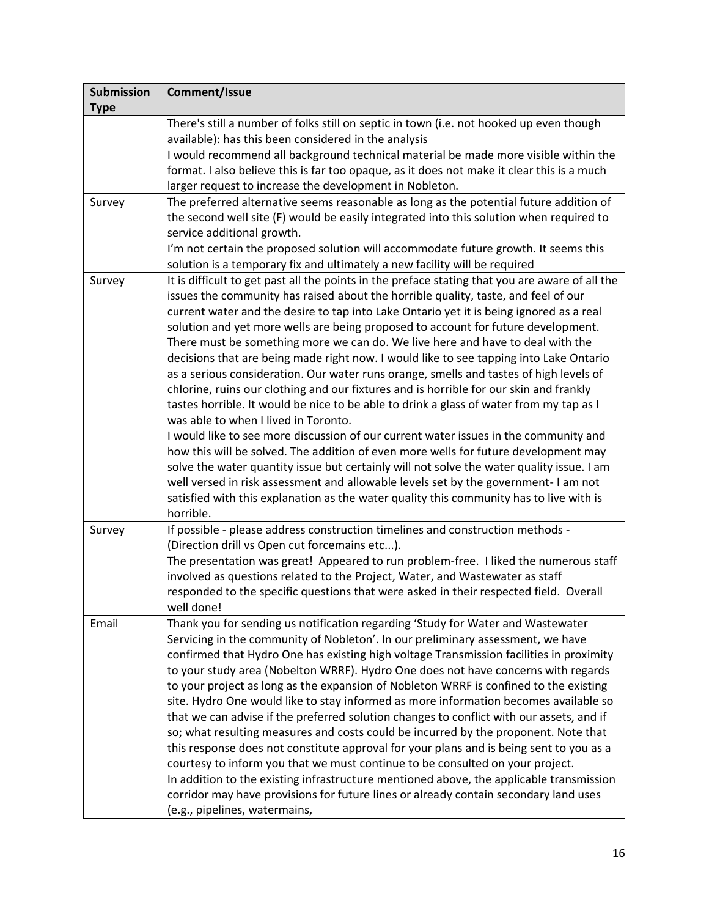| Submission Type | Comment/Issue |
|---|---|
| | There's still a number of folks still on septic in town (i.e. not hooked up even though available): has this been considered in the analysis<br>I would recommend all background technical material be made more visible within the format. I also believe this is far too opaque, as it does not make it clear this is a much larger request to increase the development in Nobleton. |
| Survey | The preferred alternative seems reasonable as long as the potential future addition of the second well site (F) would be easily integrated into this solution when required to service additional growth.<br>I'm not certain the proposed solution will accommodate future growth. It seems this solution is a temporary fix and ultimately a new facility will be required |
| Survey | It is difficult to get past all the points in the preface stating that you are aware of all the issues the community has raised about the horrible quality, taste, and feel of our current water and the desire to tap into Lake Ontario yet it is being ignored as a real solution and yet more wells are being proposed to account for future development. There must be something more we can do. We live here and have to deal with the decisions that are being made right now. I would like to see tapping into Lake Ontario as a serious consideration. Our water runs orange, smells and tastes of high levels of chlorine, ruins our clothing and our fixtures and is horrible for our skin and frankly tastes horrible. It would be nice to be able to drink a glass of water from my tap as I was able to when I lived in Toronto.<br>I would like to see more discussion of our current water issues in the community and how this will be solved. The addition of even more wells for future development may solve the water quantity issue but certainly will not solve the water quality issue. I am well versed in risk assessment and allowable levels set by the government- I am not satisfied with this explanation as the water quality this community has to live with is horrible. |
| Survey | If possible - please address construction timelines and construction methods - (Direction drill vs Open cut forcemains etc...).<br>The presentation was great! Appeared to run problem-free. I liked the numerous staff involved as questions related to the Project, Water, and Wastewater as staff responded to the specific questions that were asked in their respected field. Overall well done! |
| Email | Thank you for sending us notification regarding 'Study for Water and Wastewater Servicing in the community of Nobleton'. In our preliminary assessment, we have confirmed that Hydro One has existing high voltage Transmission facilities in proximity to your study area (Nobelton WRRF). Hydro One does not have concerns with regards to your project as long as the expansion of Nobleton WRRF is confined to the existing site. Hydro One would like to stay informed as more information becomes available so that we can advise if the preferred solution changes to conflict with our assets, and if so; what resulting measures and costs could be incurred by the proponent. Note that this response does not constitute approval for your plans and is being sent to you as a courtesy to inform you that we must continue to be consulted on your project.<br>In addition to the existing infrastructure mentioned above, the applicable transmission corridor may have provisions for future lines or already contain secondary land uses (e.g., pipelines, watermains, |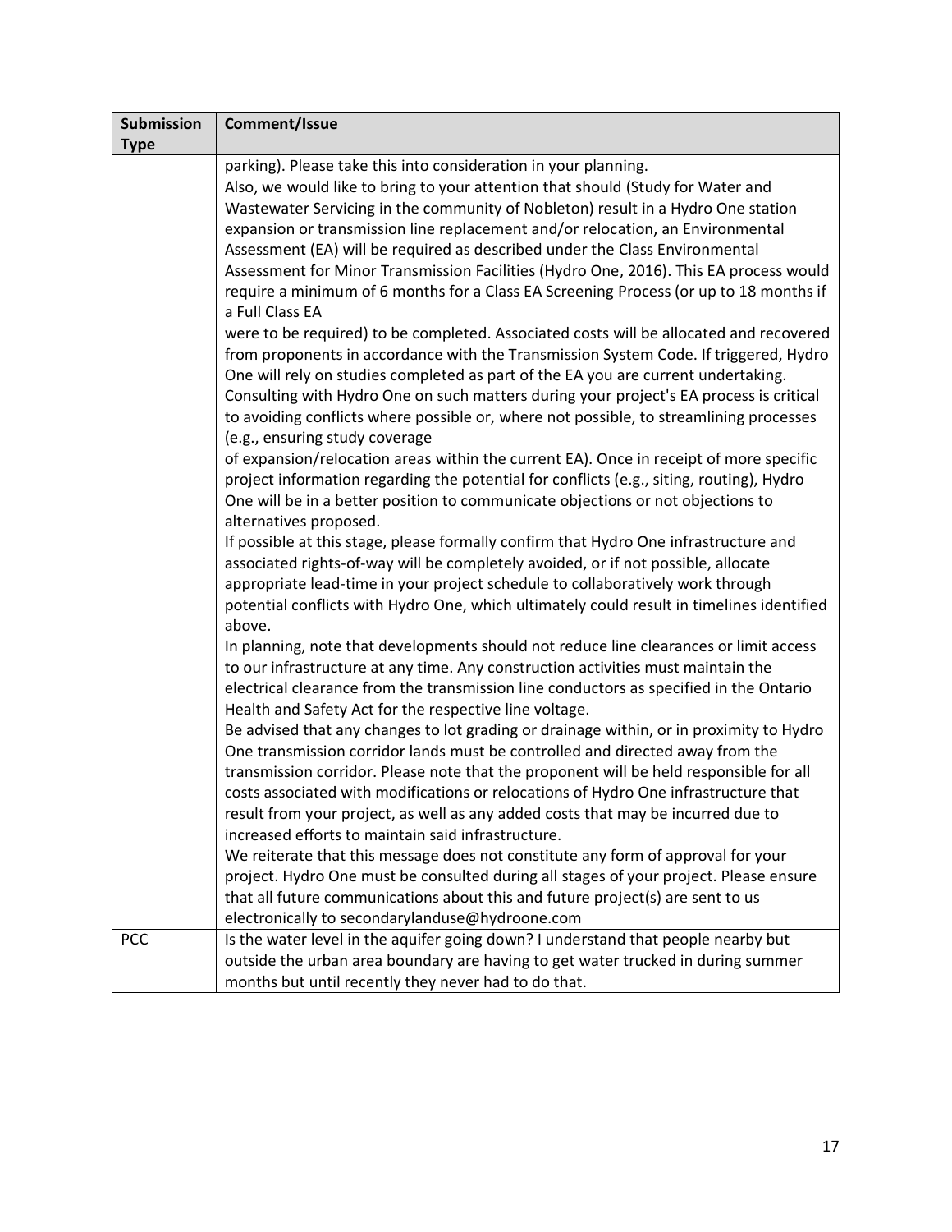| Submission Type | Comment/Issue |
|---|---|
| | parking). Please take this into consideration in your planning.<br>Also, we would like to bring to your attention that should (Study for Water and Wastewater Servicing in the community of Nobleton) result in a Hydro One station expansion or transmission line replacement and/or relocation, an Environmental Assessment (EA) will be required as described under the Class Environmental Assessment for Minor Transmission Facilities (Hydro One, 2016). This EA process would require a minimum of 6 months for a Class EA Screening Process (or up to 18 months if a Full Class EA<br>were to be required) to be completed. Associated costs will be allocated and recovered from proponents in accordance with the Transmission System Code. If triggered, Hydro One will rely on studies completed as part of the EA you are current undertaking. Consulting with Hydro One on such matters during your project's EA process is critical to avoiding conflicts where possible or, where not possible, to streamlining processes (e.g., ensuring study coverage<br>of expansion/relocation areas within the current EA). Once in receipt of more specific project information regarding the potential for conflicts (e.g., siting, routing), Hydro One will be in a better position to communicate objections or not objections to alternatives proposed.<br>If possible at this stage, please formally confirm that Hydro One infrastructure and associated rights-of-way will be completely avoided, or if not possible, allocate appropriate lead-time in your project schedule to collaboratively work through potential conflicts with Hydro One, which ultimately could result in timelines identified above.<br>In planning, note that developments should not reduce line clearances or limit access to our infrastructure at any time. Any construction activities must maintain the electrical clearance from the transmission line conductors as specified in the Ontario Health and Safety Act for the respective line voltage.<br>Be advised that any changes to lot grading or drainage within, or in proximity to Hydro One transmission corridor lands must be controlled and directed away from the transmission corridor. Please note that the proponent will be held responsible for all costs associated with modifications or relocations of Hydro One infrastructure that result from your project, as well as any added costs that may be incurred due to increased efforts to maintain said infrastructure.<br>We reiterate that this message does not constitute any form of approval for your project. Hydro One must be consulted during all stages of your project. Please ensure that all future communications about this and future project(s) are sent to us electronically to secondarylanduse@hydroone.com |
| PCC | Is the water level in the aquifer going down? I understand that people nearby but outside the urban area boundary are having to get water trucked in during summer months but until recently they never had to do that. |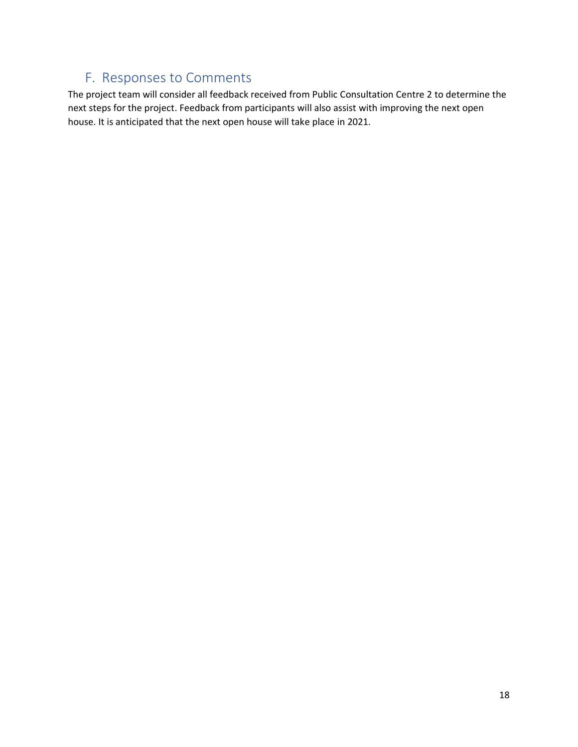## F. Responses to Comments

The project team will consider all feedback received from Public Consultation Centre 2 to determine the next steps for the project. Feedback from participants will also assist with improving the next open house. It is anticipated that the next open house will take place in 2021.